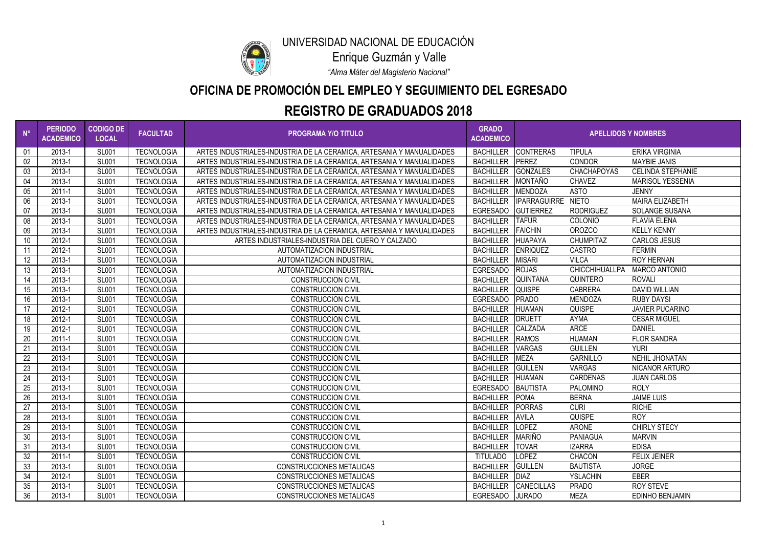UNIVERSIDAD NACIONAL DE EDUCACIÓN

Enrique Guzmán y Valle

*"Alma Máter del Magisterio Nacional"*

## OFICINA DE PROMOCIÓN DEL EMPLEO Y SEGUIMIENTO DEL EGRESADO

## REGISTRO DE GRADUADOS 2018

| N° | PERIODO ACADEMICO | CODIGO DE LOCAL | FACULTAD | PROGRAMA Y/O TITULO | GRADO ACADEMICO | APELLIDOS Y NOMBRES | | |
|---|---|---|---|---|---|---|---|---|
| 01 | 2013-1 | SL001 | TECNOLOGIA | ARTES INDUSTRIALES-INDUSTRIA DE LA CERAMICA, ARTESANIA Y MANUALIDADES | BACHILLER | CONTRERAS | TIPULA | ERIKA VIRGINIA |
| 02 | 2013-1 | SL001 | TECNOLOGIA | ARTES INDUSTRIALES-INDUSTRIA DE LA CERAMICA, ARTESANIA Y MANUALIDADES | BACHILLER | PEREZ | CONDOR | MAYBIE JANIS |
| 03 | 2013-1 | SL001 | TECNOLOGIA | ARTES INDUSTRIALES-INDUSTRIA DE LA CERAMICA, ARTESANIA Y MANUALIDADES | BACHILLER | GONZALES | CHACHAPOYAS | CELINDA STEPHANIE |
| 04 | 2013-1 | SL001 | TECNOLOGIA | ARTES INDUSTRIALES-INDUSTRIA DE LA CERAMICA, ARTESANIA Y MANUALIDADES | BACHILLER | MONTAÑO | CHAVEZ | MARISOL YESSENIA |
| 05 | 2011-1 | SL001 | TECNOLOGIA | ARTES INDUSTRIALES-INDUSTRIA DE LA CERAMICA, ARTESANIA Y MANUALIDADES | BACHILLER | MENDOZA | ASTO | JENNY |
| 06 | 2013-1 | SL001 | TECNOLOGIA | ARTES INDUSTRIALES-INDUSTRIA DE LA CERAMICA, ARTESANIA Y MANUALIDADES | BACHILLER | IPARRAGUIRRE | NIETO | MAIRA ELIZABETH |
| 07 | 2013-1 | SL001 | TECNOLOGIA | ARTES INDUSTRIALES-INDUSTRIA DE LA CERAMICA, ARTESANIA Y MANUALIDADES | EGRESADO | GUTIERREZ | RODRIGUEZ | SOLANGE SUSANA |
| 08 | 2013-1 | SL001 | TECNOLOGIA | ARTES INDUSTRIALES-INDUSTRIA DE LA CERAMICA, ARTESANIA Y MANUALIDADES | BACHILLER | TAFUR | COLONIO | FLAVIA ELENA |
| 09 | 2013-1 | SL001 | TECNOLOGIA | ARTES INDUSTRIALES-INDUSTRIA DE LA CERAMICA, ARTESANIA Y MANUALIDADES | BACHILLER | FAICHIN | OROZCO | KELLY KENNY |
| 10 | 2012-1 | SL001 | TECNOLOGIA | ARTES INDUSTRIALES-INDUSTRIA DEL CUERO Y CALZADO | BACHILLER | HUAPAYA | CHUMPITAZ | CARLOS JESUS |
| 11 | 2012-1 | SL001 | TECNOLOGIA | AUTOMATIZACION INDUSTRIAL | BACHILLER | ENRIQUEZ | CASTRO | FERMIN |
| 12 | 2013-1 | SL001 | TECNOLOGIA | AUTOMATIZACION INDUSTRIAL | BACHILLER | MISARI | VILCA | ROY HERNAN |
| 13 | 2013-1 | SL001 | TECNOLOGIA | AUTOMATIZACION INDUSTRIAL | EGRESADO | ROJAS | CHICCHIHUALLPA | MARCO ANTONIO |
| 14 | 2013-1 | SL001 | TECNOLOGIA | CONSTRUCCION CIVIL | BACHILLER | QUINTANA | QUINTERO | ROVALI |
| 15 | 2013-1 | SL001 | TECNOLOGIA | CONSTRUCCION CIVIL | BACHILLER | QUISPE | CABRERA | DAVID WILLIAN |
| 16 | 2013-1 | SL001 | TECNOLOGIA | CONSTRUCCION CIVIL | EGRESADO | PRADO | MENDOZA | RUBY DAYSI |
| 17 | 2012-1 | SL001 | TECNOLOGIA | CONSTRUCCION CIVIL | BACHILLER | HUAMAN | QUISPE | JAVIER PUCARINO |
| 18 | 2012-1 | SL001 | TECNOLOGIA | CONSTRUCCION CIVIL | BACHILLER | DRUETT | AYMA | CESAR MIGUEL |
| 19 | 2012-1 | SL001 | TECNOLOGIA | CONSTRUCCION CIVIL | BACHILLER | CALZADA | ARCE | DANIEL |
| 20 | 2011-1 | SL001 | TECNOLOGIA | CONSTRUCCION CIVIL | BACHILLER | RAMOS | HUAMAN | FLOR SANDRA |
| 21 | 2013-1 | SL001 | TECNOLOGIA | CONSTRUCCION CIVIL | BACHILLER | VARGAS | GUILLEN | YURI |
| 22 | 2013-1 | SL001 | TECNOLOGIA | CONSTRUCCION CIVIL | BACHILLER | MEZA | GARNILLO | NEHIL JHONATAN |
| 23 | 2013-1 | SL001 | TECNOLOGIA | CONSTRUCCION CIVIL | BACHILLER | GUILLEN | VARGAS | NICANOR ARTURO |
| 24 | 2013-1 | SL001 | TECNOLOGIA | CONSTRUCCION CIVIL | BACHILLER | HUAMAN | CARDENAS | JUAN CARLOS |
| 25 | 2013-1 | SL001 | TECNOLOGIA | CONSTRUCCION CIVIL | EGRESADO | BAUTISTA | PALOMINO | ROLY |
| 26 | 2013-1 | SL001 | TECNOLOGIA | CONSTRUCCION CIVIL | BACHILLER | POMA | BERNA | JAIME LUIS |
| 27 | 2013-1 | SL001 | TECNOLOGIA | CONSTRUCCION CIVIL | BACHILLER | PORRAS | CURI | RICHE |
| 28 | 2013-1 | SL001 | TECNOLOGIA | CONSTRUCCION CIVIL | BACHILLER | AVILA | QUISPE | ROY |
| 29 | 2013-1 | SL001 | TECNOLOGIA | CONSTRUCCION CIVIL | BACHILLER | LOPEZ | ARONE | CHIRLY STECY |
| 30 | 2013-1 | SL001 | TECNOLOGIA | CONSTRUCCION CIVIL | BACHILLER | MARIÑO | PANIAGUA | MARVIN |
| 31 | 2013-1 | SL001 | TECNOLOGIA | CONSTRUCCION CIVIL | BACHILLER | TOVAR | IZARRA | EDISA |
| 32 | 2011-1 | SL001 | TECNOLOGIA | CONSTRUCCION CIVIL | TITULADO | LOPEZ | CHACON | FELIX JEINER |
| 33 | 2013-1 | SL001 | TECNOLOGIA | CONSTRUCCIONES METALICAS | BACHILLER | GUILLEN | BAUTISTA | JORGE |
| 34 | 2012-1 | SL001 | TECNOLOGIA | CONSTRUCCIONES METALICAS | BACHILLER | DIAZ | YSLACHIN | EBER |
| 35 | 2013-1 | SL001 | TECNOLOGIA | CONSTRUCCIONES METALICAS | BACHILLER | CANECILLAS | PRADO | ROY STEVE |
| 36 | 2013-1 | SL001 | TECNOLOGIA | CONSTRUCCIONES METALICAS | EGRESADO | JURADO | MEZA | EDINHO BENJAMIN |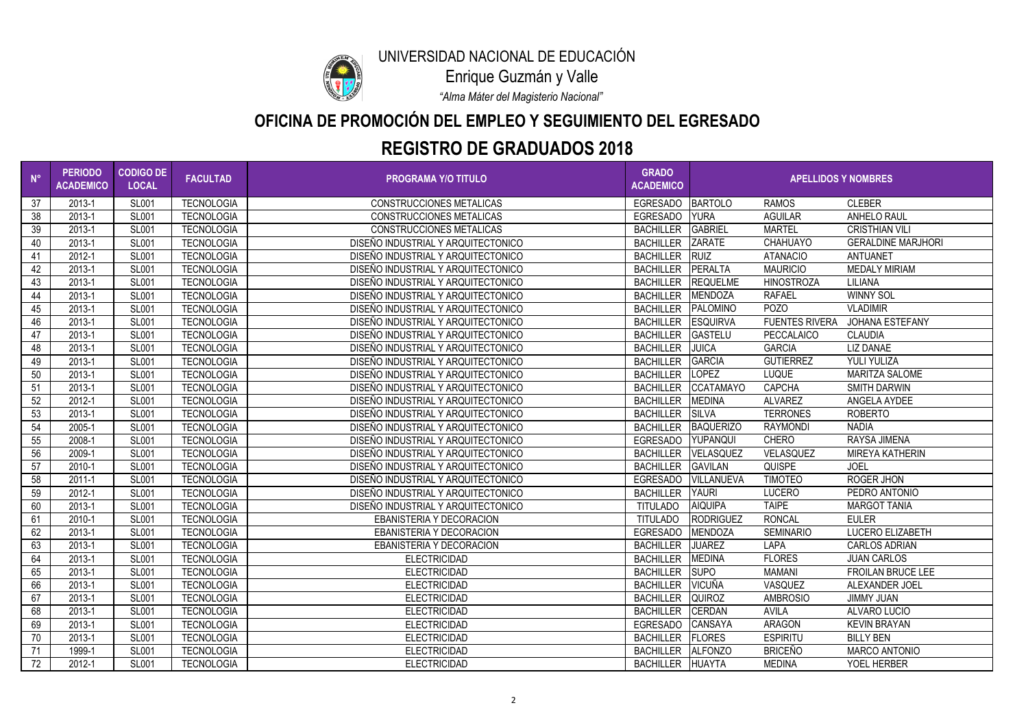UNIVERSIDAD NACIONAL DE EDUCACIÓN

Enrique Guzmán y Valle

*"Alma Máter del Magisterio Nacional"*

## OFICINA DE PROMOCIÓN DEL EMPLEO Y SEGUIMIENTO DEL EGRESADO

## REGISTRO DE GRADUADOS 2018

| N° | PERIODO ACADEMICO | CODIGO DE LOCAL | FACULTAD | PROGRAMA Y/O TITULO | GRADO ACADEMICO | APELLIDOS Y NOMBRES | | |
|---|---|---|---|---|---|---|---|---|
| 37 | 2013-1 | SL001 | TECNOLOGIA | CONSTRUCCIONES METALICAS | EGRESADO | BARTOLO | RAMOS | CLEBER |
| 38 | 2013-1 | SL001 | TECNOLOGIA | CONSTRUCCIONES METALICAS | EGRESADO | YURA | AGUILAR | ANHELO RAUL |
| 39 | 2013-1 | SL001 | TECNOLOGIA | CONSTRUCCIONES METALICAS | BACHILLER | GABRIEL | MARTEL | CRISTHIAN VILI |
| 40 | 2013-1 | SL001 | TECNOLOGIA | DISEÑO INDUSTRIAL Y ARQUITECTONICO | BACHILLER | ZARATE | CHAHUAYO | GERALDINE MARJHORI |
| 41 | 2012-1 | SL001 | TECNOLOGIA | DISEÑO INDUSTRIAL Y ARQUITECTONICO | BACHILLER | RUIZ | ATANACIO | ANTUANET |
| 42 | 2013-1 | SL001 | TECNOLOGIA | DISEÑO INDUSTRIAL Y ARQUITECTONICO | BACHILLER | PERALTA | MAURICIO | MEDALY MIRIAM |
| 43 | 2013-1 | SL001 | TECNOLOGIA | DISEÑO INDUSTRIAL Y ARQUITECTONICO | BACHILLER | REQUELME | HINOSTROZA | LILIANA |
| 44 | 2013-1 | SL001 | TECNOLOGIA | DISEÑO INDUSTRIAL Y ARQUITECTONICO | BACHILLER | MENDOZA | RAFAEL | WINNY SOL |
| 45 | 2013-1 | SL001 | TECNOLOGIA | DISEÑO INDUSTRIAL Y ARQUITECTONICO | BACHILLER | PALOMINO | POZO | VLADIMIR |
| 46 | 2013-1 | SL001 | TECNOLOGIA | DISEÑO INDUSTRIAL Y ARQUITECTONICO | BACHILLER | ESQUIRVA | FUENTES RIVERA | JOHANA ESTEFANY |
| 47 | 2013-1 | SL001 | TECNOLOGIA | DISEÑO INDUSTRIAL Y ARQUITECTONICO | BACHILLER | GASTELU | PECCALAICO | CLAUDIA |
| 48 | 2013-1 | SL001 | TECNOLOGIA | DISEÑO INDUSTRIAL Y ARQUITECTONICO | BACHILLER | JUICA | GARCIA | LIZ DANAE |
| 49 | 2013-1 | SL001 | TECNOLOGIA | DISEÑO INDUSTRIAL Y ARQUITECTONICO | BACHILLER | GARCIA | GUTIERREZ | YULI YULIZA |
| 50 | 2013-1 | SL001 | TECNOLOGIA | DISEÑO INDUSTRIAL Y ARQUITECTONICO | BACHILLER | LOPEZ | LUQUE | MARITZA SALOME |
| 51 | 2013-1 | SL001 | TECNOLOGIA | DISEÑO INDUSTRIAL Y ARQUITECTONICO | BACHILLER | CCATAMAYO | CAPCHA | SMITH DARWIN |
| 52 | 2012-1 | SL001 | TECNOLOGIA | DISEÑO INDUSTRIAL Y ARQUITECTONICO | BACHILLER | MEDINA | ALVAREZ | ANGELA AYDEE |
| 53 | 2013-1 | SL001 | TECNOLOGIA | DISEÑO INDUSTRIAL Y ARQUITECTONICO | BACHILLER | SILVA | TERRONES | ROBERTO |
| 54 | 2005-1 | SL001 | TECNOLOGIA | DISEÑO INDUSTRIAL Y ARQUITECTONICO | BACHILLER | BAQUERIZO | RAYMONDI | NADIA |
| 55 | 2008-1 | SL001 | TECNOLOGIA | DISEÑO INDUSTRIAL Y ARQUITECTONICO | EGRESADO | YUPANQUI | CHERO | RAYSA JIMENA |
| 56 | 2009-1 | SL001 | TECNOLOGIA | DISEÑO INDUSTRIAL Y ARQUITECTONICO | BACHILLER | VELASQUEZ | VELASQUEZ | MIREYA KATHERIN |
| 57 | 2010-1 | SL001 | TECNOLOGIA | DISEÑO INDUSTRIAL Y ARQUITECTONICO | BACHILLER | GAVILAN | QUISPE | JOEL |
| 58 | 2011-1 | SL001 | TECNOLOGIA | DISEÑO INDUSTRIAL Y ARQUITECTONICO | EGRESADO | VILLANUEVA | TIMOTEO | ROGER JHON |
| 59 | 2012-1 | SL001 | TECNOLOGIA | DISEÑO INDUSTRIAL Y ARQUITECTONICO | BACHILLER | YAURI | LUCERO | PEDRO ANTONIO |
| 60 | 2013-1 | SL001 | TECNOLOGIA | DISEÑO INDUSTRIAL Y ARQUITECTONICO | TITULADO | AIQUIPA | TAIPE | MARGOT TANIA |
| 61 | 2010-1 | SL001 | TECNOLOGIA | EBANISTERIA Y DECORACION | TITULADO | RODRIGUEZ | RONCAL | EULER |
| 62 | 2013-1 | SL001 | TECNOLOGIA | EBANISTERIA Y DECORACION | EGRESADO | MENDOZA | SEMINARIO | LUCERO ELIZABETH |
| 63 | 2013-1 | SL001 | TECNOLOGIA | EBANISTERIA Y DECORACION | BACHILLER | JUAREZ | LAPA | CARLOS ADRIAN |
| 64 | 2013-1 | SL001 | TECNOLOGIA | ELECTRICIDAD | BACHILLER | MEDINA | FLORES | JUAN CARLOS |
| 65 | 2013-1 | SL001 | TECNOLOGIA | ELECTRICIDAD | BACHILLER | SUPO | MAMANI | FROILAN BRUCE LEE |
| 66 | 2013-1 | SL001 | TECNOLOGIA | ELECTRICIDAD | BACHILLER | VICUÑA | VASQUEZ | ALEXANDER JOEL |
| 67 | 2013-1 | SL001 | TECNOLOGIA | ELECTRICIDAD | BACHILLER | QUIROZ | AMBROSIO | JIMMY JUAN |
| 68 | 2013-1 | SL001 | TECNOLOGIA | ELECTRICIDAD | BACHILLER | CERDAN | AVILA | ALVARO LUCIO |
| 69 | 2013-1 | SL001 | TECNOLOGIA | ELECTRICIDAD | EGRESADO | CANSAYA | ARAGON | KEVIN BRAYAN |
| 70 | 2013-1 | SL001 | TECNOLOGIA | ELECTRICIDAD | BACHILLER | FLORES | ESPIRITU | BILLY BEN |
| 71 | 1999-1 | SL001 | TECNOLOGIA | ELECTRICIDAD | BACHILLER | ALFONZO | BRICEÑO | MARCO ANTONIO |
| 72 | 2012-1 | SL001 | TECNOLOGIA | ELECTRICIDAD | BACHILLER | HUAYTA | MEDINA | YOEL HERBER |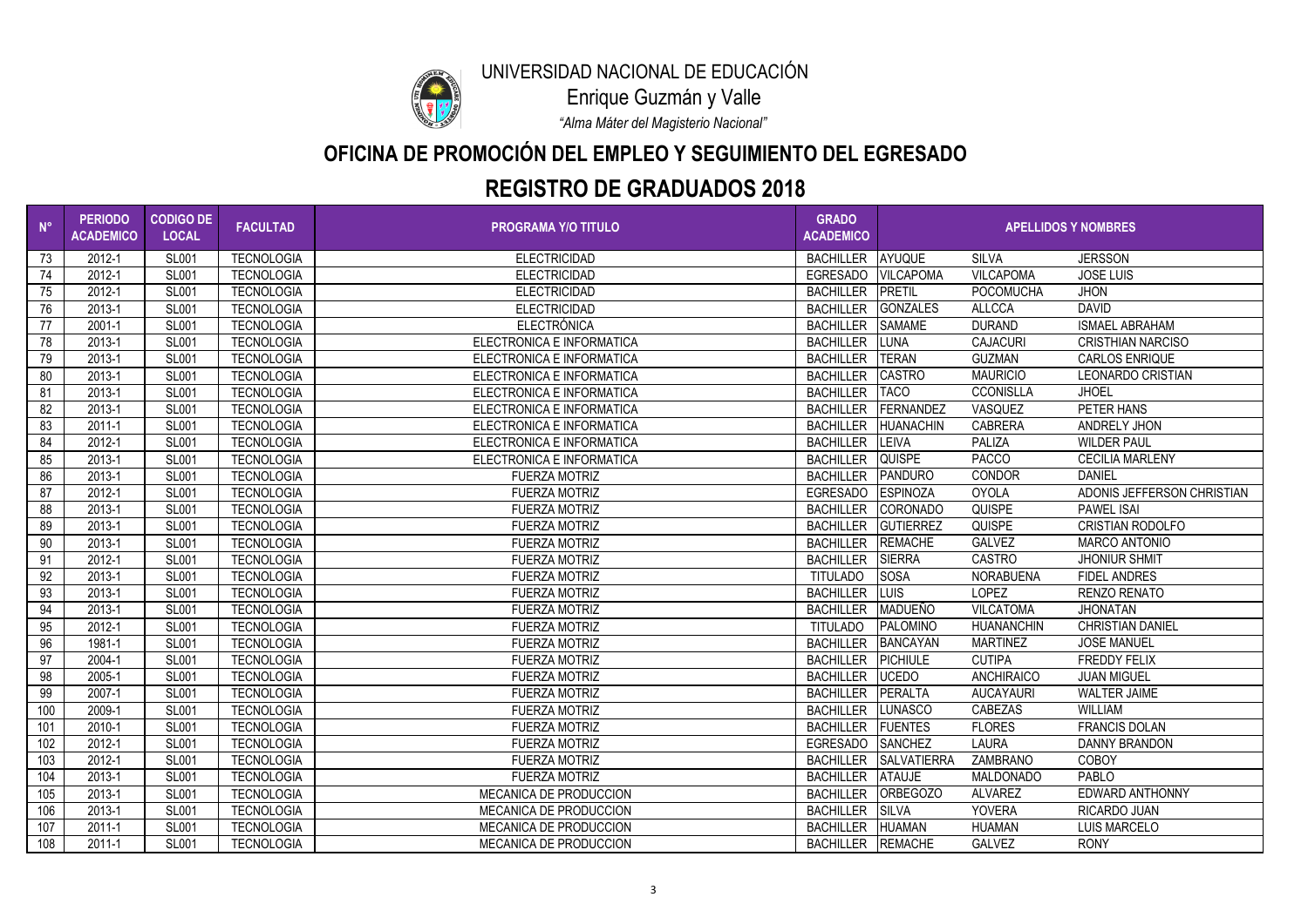# UNIVERSIDAD NACIONAL DE EDUCACIÓN

Enrique Guzmán y Valle

*"Alma Máter del Magisterio Nacional"*

## OFICINA DE PROMOCIÓN DEL EMPLEO Y SEGUIMIENTO DEL EGRESADO

## REGISTRO DE GRADUADOS 2018

| N° | PERIODO ACADEMICO | CODIGO DE LOCAL | FACULTAD | PROGRAMA Y/O TITULO | GRADO ACADEMICO | APELLIDOS Y NOMBRES | | |
|---|---|---|---|---|---|---|---|---|
| 73 | 2012-1 | SL001 | TECNOLOGIA | ELECTRICIDAD | BACHILLER | AYUQUE | SILVA | JERSSON |
| 74 | 2012-1 | SL001 | TECNOLOGIA | ELECTRICIDAD | EGRESADO | VILCAPOMA | VILCAPOMA | JOSE LUIS |
| 75 | 2012-1 | SL001 | TECNOLOGIA | ELECTRICIDAD | BACHILLER | PRETIL | POCOMUCHA | JHON |
| 76 | 2013-1 | SL001 | TECNOLOGIA | ELECTRICIDAD | BACHILLER | GONZALES | ALLCCA | DAVID |
| 77 | 2001-1 | SL001 | TECNOLOGIA | ELECTRÓNICA | BACHILLER | SAMAME | DURAND | ISMAEL ABRAHAM |
| 78 | 2013-1 | SL001 | TECNOLOGIA | ELECTRONICA E INFORMATICA | BACHILLER | LUNA | CAJACURI | CRISTHIAN NARCISO |
| 79 | 2013-1 | SL001 | TECNOLOGIA | ELECTRONICA E INFORMATICA | BACHILLER | TERAN | GUZMAN | CARLOS ENRIQUE |
| 80 | 2013-1 | SL001 | TECNOLOGIA | ELECTRONICA E INFORMATICA | BACHILLER | CASTRO | MAURICIO | LEONARDO CRISTIAN |
| 81 | 2013-1 | SL001 | TECNOLOGIA | ELECTRONICA E INFORMATICA | BACHILLER | TACO | CCONISLLA | JHOEL |
| 82 | 2013-1 | SL001 | TECNOLOGIA | ELECTRONICA E INFORMATICA | BACHILLER | FERNANDEZ | VASQUEZ | PETER HANS |
| 83 | 2011-1 | SL001 | TECNOLOGIA | ELECTRONICA E INFORMATICA | BACHILLER | HUANACHIN | CABRERA | ANDRELY JHON |
| 84 | 2012-1 | SL001 | TECNOLOGIA | ELECTRONICA E INFORMATICA | BACHILLER | LEIVA | PALIZA | WILDER PAUL |
| 85 | 2013-1 | SL001 | TECNOLOGIA | ELECTRONICA E INFORMATICA | BACHILLER | QUISPE | PACCO | CECILIA MARLENY |
| 86 | 2013-1 | SL001 | TECNOLOGIA | FUERZA MOTRIZ | BACHILLER | PANDURO | CONDOR | DANIEL |
| 87 | 2012-1 | SL001 | TECNOLOGIA | FUERZA MOTRIZ | EGRESADO | ESPINOZA | OYOLA | ADONIS JEFFERSON CHRISTIAN |
| 88 | 2013-1 | SL001 | TECNOLOGIA | FUERZA MOTRIZ | BACHILLER | CORONADO | QUISPE | PAWEL ISAI |
| 89 | 2013-1 | SL001 | TECNOLOGIA | FUERZA MOTRIZ | BACHILLER | GUTIERREZ | QUISPE | CRISTIAN RODOLFO |
| 90 | 2013-1 | SL001 | TECNOLOGIA | FUERZA MOTRIZ | BACHILLER | REMACHE | GALVEZ | MARCO ANTONIO |
| 91 | 2012-1 | SL001 | TECNOLOGIA | FUERZA MOTRIZ | BACHILLER | SIERRA | CASTRO | JHONIUR SHMIT |
| 92 | 2013-1 | SL001 | TECNOLOGIA | FUERZA MOTRIZ | TITULADO | SOSA | NORABUENA | FIDEL ANDRES |
| 93 | 2013-1 | SL001 | TECNOLOGIA | FUERZA MOTRIZ | BACHILLER | LUIS | LOPEZ | RENZO RENATO |
| 94 | 2013-1 | SL001 | TECNOLOGIA | FUERZA MOTRIZ | BACHILLER | MADUEÑO | VILCATOMA | JHONATAN |
| 95 | 2012-1 | SL001 | TECNOLOGIA | FUERZA MOTRIZ | TITULADO | PALOMINO | HUANANCHIN | CHRISTIAN DANIEL |
| 96 | 1981-1 | SL001 | TECNOLOGIA | FUERZA MOTRIZ | BACHILLER | BANCAYAN | MARTINEZ | JOSE MANUEL |
| 97 | 2004-1 | SL001 | TECNOLOGIA | FUERZA MOTRIZ | BACHILLER | PICHIULE | CUTIPA | FREDDY FELIX |
| 98 | 2005-1 | SL001 | TECNOLOGIA | FUERZA MOTRIZ | BACHILLER | UCEDO | ANCHIRAICO | JUAN MIGUEL |
| 99 | 2007-1 | SL001 | TECNOLOGIA | FUERZA MOTRIZ | BACHILLER | PERALTA | AUCAYAURI | WALTER JAIME |
| 100 | 2009-1 | SL001 | TECNOLOGIA | FUERZA MOTRIZ | BACHILLER | LUNASCO | CABEZAS | WILLIAM |
| 101 | 2010-1 | SL001 | TECNOLOGIA | FUERZA MOTRIZ | BACHILLER | FUENTES | FLORES | FRANCIS DOLAN |
| 102 | 2012-1 | SL001 | TECNOLOGIA | FUERZA MOTRIZ | EGRESADO | SANCHEZ | LAURA | DANNY BRANDON |
| 103 | 2012-1 | SL001 | TECNOLOGIA | FUERZA MOTRIZ | BACHILLER | SALVATIERRA | ZAMBRANO | COBOY |
| 104 | 2013-1 | SL001 | TECNOLOGIA | FUERZA MOTRIZ | BACHILLER | ATAUJE | MALDONADO | PABLO |
| 105 | 2013-1 | SL001 | TECNOLOGIA | MECANICA DE PRODUCCION | BACHILLER | ORBEGOZO | ALVAREZ | EDWARD ANTHONNY |
| 106 | 2013-1 | SL001 | TECNOLOGIA | MECANICA DE PRODUCCION | BACHILLER | SILVA | YOVERA | RICARDO JUAN |
| 107 | 2011-1 | SL001 | TECNOLOGIA | MECANICA DE PRODUCCION | BACHILLER | HUAMAN | HUAMAN | LUIS MARCELO |
| 108 | 2011-1 | SL001 | TECNOLOGIA | MECANICA DE PRODUCCION | BACHILLER | REMACHE | GALVEZ | RONY |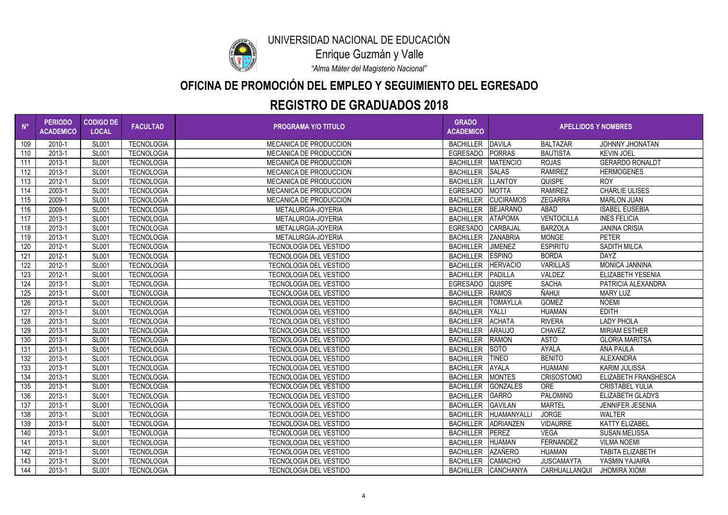UNIVERSIDAD NACIONAL DE EDUCACIÓN

Enrique Guzmán y Valle

*"Alma Máter del Magisterio Nacional"*

## OFICINA DE PROMOCIÓN DEL EMPLEO Y SEGUIMIENTO DEL EGRESADO

## REGISTRO DE GRADUADOS 2018

| N° | PERIODO ACADEMICO | CODIGO DE LOCAL | FACULTAD | PROGRAMA Y/O TITULO | GRADO ACADEMICO | APELLIDOS Y NOMBRES | | |
|---|---|---|---|---|---|---|---|---|
| 109 | 2010-1 | SL001 | TECNOLOGIA | MECANICA DE PRODUCCION | BACHILLER | DAVILA | BALTAZAR | JOHNNY JHONATAN |
| 110 | 2013-1 | SL001 | TECNOLOGIA | MECANICA DE PRODUCCION | EGRESADO | PORRAS | BAUTISTA | KEVIN JOEL |
| 111 | 2013-1 | SL001 | TECNOLOGIA | MECANICA DE PRODUCCION | BACHILLER | MATENCIO | ROJAS | GERARDO RONALDT |
| 112 | 2013-1 | SL001 | TECNOLOGIA | MECANICA DE PRODUCCION | BACHILLER | SALAS | RAMIREZ | HERMOGENES |
| 113 | 2012-1 | SL001 | TECNOLOGIA | MECANICA DE PRODUCCION | BACHILLER | LLANTOY | QUISPE | ROY |
| 114 | 2003-1 | SL001 | TECNOLOGIA | MECANICA DE PRODUCCION | EGRESADO | MOTTA | RAMIREZ | CHARLIE ULISES |
| 115 | 2009-1 | SL001 | TECNOLOGIA | MECANICA DE PRODUCCION | BACHILLER | CUCIRAMOS | ZEGARRA | MARLON JUAN |
| 116 | 2009-1 | SL001 | TECNOLOGIA | METALURGIA-JOYERIA | BACHILLER | BEJARANO | ABAD | ISABEL EUSEBIA |
| 117 | 2013-1 | SL001 | TECNOLOGIA | METALURGIA-JOYERIA | BACHILLER | ATAPOMA | VENTOCILLA | INES FELICIA |
| 118 | 2013-1 | SL001 | TECNOLOGIA | METALURGIA-JOYERIA | EGRESADO | CARBAJAL | BARZOLA | JANINA CRISIA |
| 119 | 2013-1 | SL001 | TECNOLOGIA | METALURGIA-JOYERIA | BACHILLER | ZANABRIA | MONGE | PETER |
| 120 | 2012-1 | SL001 | TECNOLOGIA | TECNOLOGIA DEL VESTIDO | BACHILLER | JIMENEZ | ESPIRITU | SADITH MILCA |
| 121 | 2012-1 | SL001 | TECNOLOGIA | TECNOLOGIA DEL VESTIDO | BACHILLER | ESPINO | BORDA | DAYZ |
| 122 | 2012-1 | SL001 | TECNOLOGIA | TECNOLOGIA DEL VESTIDO | BACHILLER | HERVACIO | VARILLAS | MONICA JANNINA |
| 123 | 2012-1 | SL001 | TECNOLOGIA | TECNOLOGIA DEL VESTIDO | BACHILLER | PADILLA | VALDEZ | ELIZABETH YESENIA |
| 124 | 2013-1 | SL001 | TECNOLOGIA | TECNOLOGIA DEL VESTIDO | EGRESADO | QUISPE | SACHA | PATRICIA ALEXANDRA |
| 125 | 2013-1 | SL001 | TECNOLOGIA | TECNOLOGIA DEL VESTIDO | BACHILLER | RAMOS | ÑAHUI | MARY LUZ |
| 126 | 2013-1 | SL001 | TECNOLOGIA | TECNOLOGIA DEL VESTIDO | BACHILLER | TOMAYLLA | GOMEZ | NOEMI |
| 127 | 2013-1 | SL001 | TECNOLOGIA | TECNOLOGIA DEL VESTIDO | BACHILLER | YALLI | HUAMAN | EDITH |
| 128 | 2013-1 | SL001 | TECNOLOGIA | TECNOLOGIA DEL VESTIDO | BACHILLER | ACHATA | RIVERA | LADY PHOLA |
| 129 | 2013-1 | SL001 | TECNOLOGIA | TECNOLOGIA DEL VESTIDO | BACHILLER | ARAUJO | CHAVEZ | MIRIAM ESTHER |
| 130 | 2013-1 | SL001 | TECNOLOGIA | TECNOLOGIA DEL VESTIDO | BACHILLER | RAMON | ASTO | GLORIA MARITSA |
| 131 | 2013-1 | SL001 | TECNOLOGIA | TECNOLOGIA DEL VESTIDO | BACHILLER | SOTO | AYALA | ANA PAULA |
| 132 | 2013-1 | SL001 | TECNOLOGIA | TECNOLOGIA DEL VESTIDO | BACHILLER | TINEO | BENITO | ALEXANDRA |
| 133 | 2013-1 | SL001 | TECNOLOGIA | TECNOLOGIA DEL VESTIDO | BACHILLER | AYALA | HUAMANI | KARIM JULISSA |
| 134 | 2013-1 | SL001 | TECNOLOGIA | TECNOLOGIA DEL VESTIDO | BACHILLER | MONTES | CRISOSTOMO | ELIZABETH FRANSHESCA |
| 135 | 2013-1 | SL001 | TECNOLOGIA | TECNOLOGIA DEL VESTIDO | BACHILLER | GONZALES | ORE | CRISTABEL YULIA |
| 136 | 2013-1 | SL001 | TECNOLOGIA | TECNOLOGIA DEL VESTIDO | BACHILLER | GARRO | PALOMINO | ELIZABETH GLADYS |
| 137 | 2013-1 | SL001 | TECNOLOGIA | TECNOLOGIA DEL VESTIDO | BACHILLER | GAVILAN | MARTEL | JENNIFER JESENIA |
| 138 | 2013-1 | SL001 | TECNOLOGIA | TECNOLOGIA DEL VESTIDO | BACHILLER | HUAMANYALLI | JORGE | WALTER |
| 139 | 2013-1 | SL001 | TECNOLOGIA | TECNOLOGIA DEL VESTIDO | BACHILLER | ADRIANZEN | VIDAURRE | KATTY ELIZABEL |
| 140 | 2013-1 | SL001 | TECNOLOGIA | TECNOLOGIA DEL VESTIDO | BACHILLER | PEREZ | VEGA | SUSAN MELISSA |
| 141 | 2013-1 | SL001 | TECNOLOGIA | TECNOLOGIA DEL VESTIDO | BACHILLER | HUAMAN | FERNANDEZ | VILMA NOEMI |
| 142 | 2013-1 | SL001 | TECNOLOGIA | TECNOLOGIA DEL VESTIDO | BACHILLER | AZAÑERO | HUAMAN | TABITA ELIZABETH |
| 143 | 2013-1 | SL001 | TECNOLOGIA | TECNOLOGIA DEL VESTIDO | BACHILLER | CAMACHO | JUSCAMAYTA | YASMIN YAJAIRA |
| 144 | 2013-1 | SL001 | TECNOLOGIA | TECNOLOGIA DEL VESTIDO | BACHILLER | CANCHANYA | CARHUALLANQUI | JHOMIRA XIOMI |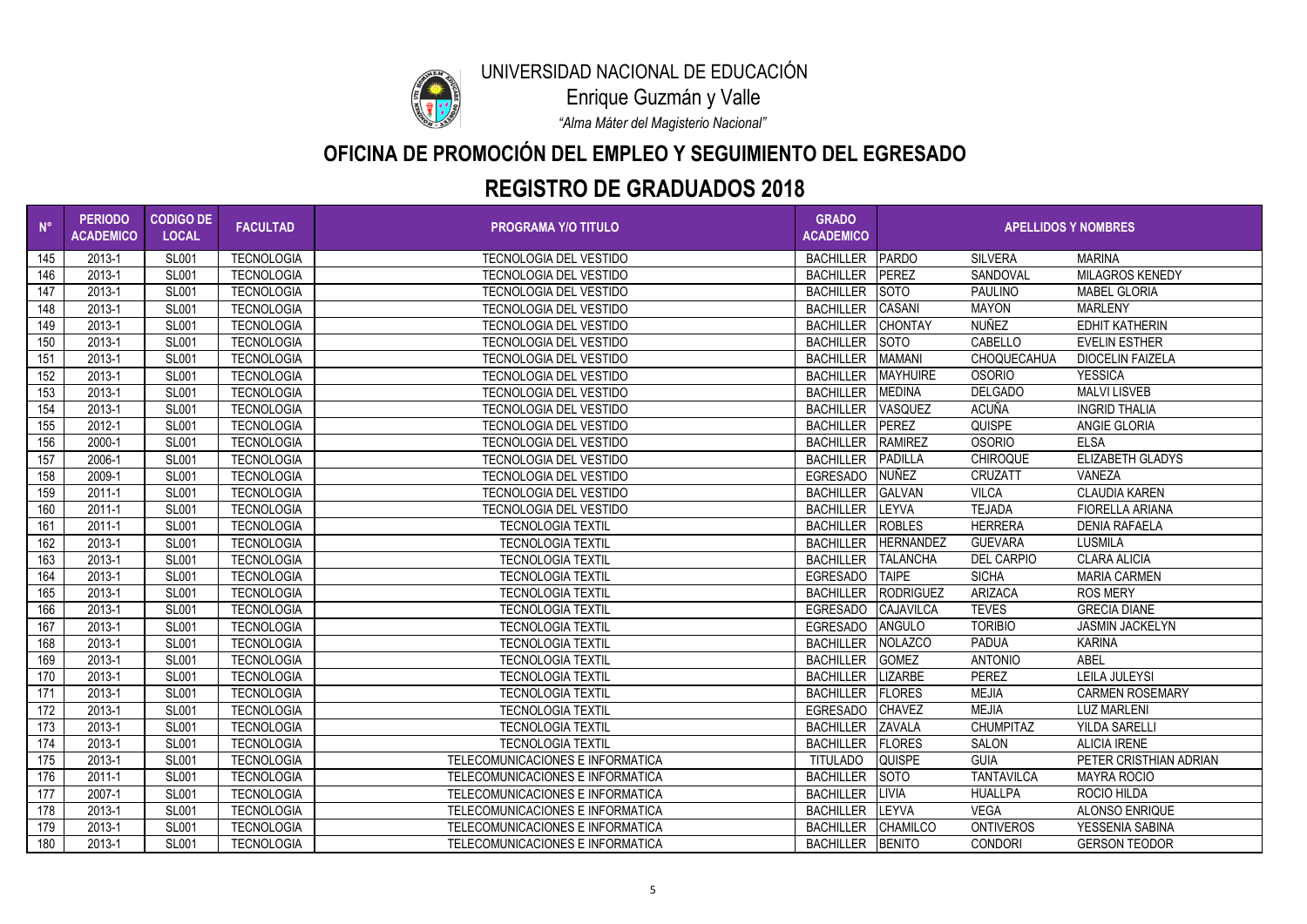UNIVERSIDAD NACIONAL DE EDUCACIÓN

Enrique Guzmán y Valle

*"Alma Máter del Magisterio Nacional"*

## OFICINA DE PROMOCIÓN DEL EMPLEO Y SEGUIMIENTO DEL EGRESADO

## REGISTRO DE GRADUADOS 2018

| N° | PERIODO ACADEMICO | CODIGO DE LOCAL | FACULTAD | PROGRAMA Y/O TITULO | GRADO ACADEMICO | APELLIDOS Y NOMBRES | | |
|---|---|---|---|---|---|---|---|---|
| 145 | 2013-1 | SL001 | TECNOLOGIA | TECNOLOGIA DEL VESTIDO | BACHILLER | PARDO | SILVERA | MARINA |
| 146 | 2013-1 | SL001 | TECNOLOGIA | TECNOLOGIA DEL VESTIDO | BACHILLER | PEREZ | SANDOVAL | MILAGROS KENEDY |
| 147 | 2013-1 | SL001 | TECNOLOGIA | TECNOLOGIA DEL VESTIDO | BACHILLER | SOTO | PAULINO | MABEL GLORIA |
| 148 | 2013-1 | SL001 | TECNOLOGIA | TECNOLOGIA DEL VESTIDO | BACHILLER | CASANI | MAYON | MARLENY |
| 149 | 2013-1 | SL001 | TECNOLOGIA | TECNOLOGIA DEL VESTIDO | BACHILLER | CHONTAY | NUÑEZ | EDHIT KATHERIN |
| 150 | 2013-1 | SL001 | TECNOLOGIA | TECNOLOGIA DEL VESTIDO | BACHILLER | SOTO | CABELLO | EVELIN ESTHER |
| 151 | 2013-1 | SL001 | TECNOLOGIA | TECNOLOGIA DEL VESTIDO | BACHILLER | MAMANI | CHOQUECAHUA | DIOCELIN FAIZELA |
| 152 | 2013-1 | SL001 | TECNOLOGIA | TECNOLOGIA DEL VESTIDO | BACHILLER | MAYHUIRE | OSORIO | YESSICA |
| 153 | 2013-1 | SL001 | TECNOLOGIA | TECNOLOGIA DEL VESTIDO | BACHILLER | MEDINA | DELGADO | MALVI LISVEB |
| 154 | 2013-1 | SL001 | TECNOLOGIA | TECNOLOGIA DEL VESTIDO | BACHILLER | VASQUEZ | ACUÑA | INGRID THALIA |
| 155 | 2012-1 | SL001 | TECNOLOGIA | TECNOLOGIA DEL VESTIDO | BACHILLER | PEREZ | QUISPE | ANGIE GLORIA |
| 156 | 2000-1 | SL001 | TECNOLOGIA | TECNOLOGIA DEL VESTIDO | BACHILLER | RAMIREZ | OSORIO | ELSA |
| 157 | 2006-1 | SL001 | TECNOLOGIA | TECNOLOGIA DEL VESTIDO | BACHILLER | PADILLA | CHIROQUE | ELIZABETH GLADYS |
| 158 | 2009-1 | SL001 | TECNOLOGIA | TECNOLOGIA DEL VESTIDO | EGRESADO | NUÑEZ | CRUZATT | VANEZA |
| 159 | 2011-1 | SL001 | TECNOLOGIA | TECNOLOGIA DEL VESTIDO | BACHILLER | GALVAN | VILCA | CLAUDIA KAREN |
| 160 | 2011-1 | SL001 | TECNOLOGIA | TECNOLOGIA DEL VESTIDO | BACHILLER | LEYVA | TEJADA | FIORELLA ARIANA |
| 161 | 2011-1 | SL001 | TECNOLOGIA | TECNOLOGIA TEXTIL | BACHILLER | ROBLES | HERRERA | DENIA RAFAELA |
| 162 | 2013-1 | SL001 | TECNOLOGIA | TECNOLOGIA TEXTIL | BACHILLER | HERNANDEZ | GUEVARA | LUSMILA |
| 163 | 2013-1 | SL001 | TECNOLOGIA | TECNOLOGIA TEXTIL | BACHILLER | TALANCHA | DEL CARPIO | CLARA ALICIA |
| 164 | 2013-1 | SL001 | TECNOLOGIA | TECNOLOGIA TEXTIL | EGRESADO | TAIPE | SICHA | MARIA CARMEN |
| 165 | 2013-1 | SL001 | TECNOLOGIA | TECNOLOGIA TEXTIL | BACHILLER | RODRIGUEZ | ARIZACA | ROS MERY |
| 166 | 2013-1 | SL001 | TECNOLOGIA | TECNOLOGIA TEXTIL | EGRESADO | CAJAVILCA | TEVES | GRECIA DIANE |
| 167 | 2013-1 | SL001 | TECNOLOGIA | TECNOLOGIA TEXTIL | EGRESADO | ANGULO | TORIBIO | JASMIN JACKELYN |
| 168 | 2013-1 | SL001 | TECNOLOGIA | TECNOLOGIA TEXTIL | BACHILLER | NOLAZCO | PADUA | KARINA |
| 169 | 2013-1 | SL001 | TECNOLOGIA | TECNOLOGIA TEXTIL | BACHILLER | GOMEZ | ANTONIO | ABEL |
| 170 | 2013-1 | SL001 | TECNOLOGIA | TECNOLOGIA TEXTIL | BACHILLER | LIZARBE | PEREZ | LEILA JULEYSI |
| 171 | 2013-1 | SL001 | TECNOLOGIA | TECNOLOGIA TEXTIL | BACHILLER | FLORES | MEJIA | CARMEN ROSEMARY |
| 172 | 2013-1 | SL001 | TECNOLOGIA | TECNOLOGIA TEXTIL | EGRESADO | CHAVEZ | MEJIA | LUZ MARLENI |
| 173 | 2013-1 | SL001 | TECNOLOGIA | TECNOLOGIA TEXTIL | BACHILLER | ZAVALA | CHUMPITAZ | YILDA SARELLI |
| 174 | 2013-1 | SL001 | TECNOLOGIA | TECNOLOGIA TEXTIL | BACHILLER | FLORES | SALON | ALICIA IRENE |
| 175 | 2013-1 | SL001 | TECNOLOGIA | TELECOMUNICACIONES E INFORMATICA | TITULADO | QUISPE | GUIA | PETER CRISTHIAN ADRIAN |
| 176 | 2011-1 | SL001 | TECNOLOGIA | TELECOMUNICACIONES E INFORMATICA | BACHILLER | SOTO | TANTAVILCA | MAYRA ROCIO |
| 177 | 2007-1 | SL001 | TECNOLOGIA | TELECOMUNICACIONES E INFORMATICA | BACHILLER | LIVIA | HUALLPA | ROCIO HILDA |
| 178 | 2013-1 | SL001 | TECNOLOGIA | TELECOMUNICACIONES E INFORMATICA | BACHILLER | LEYVA | VEGA | ALONSO ENRIQUE |
| 179 | 2013-1 | SL001 | TECNOLOGIA | TELECOMUNICACIONES E INFORMATICA | BACHILLER | CHAMILCO | ONTIVEROS | YESSENIA SABINA |
| 180 | 2013-1 | SL001 | TECNOLOGIA | TELECOMUNICACIONES E INFORMATICA | BACHILLER | BENITO | CONDORI | GERSON TEODOR |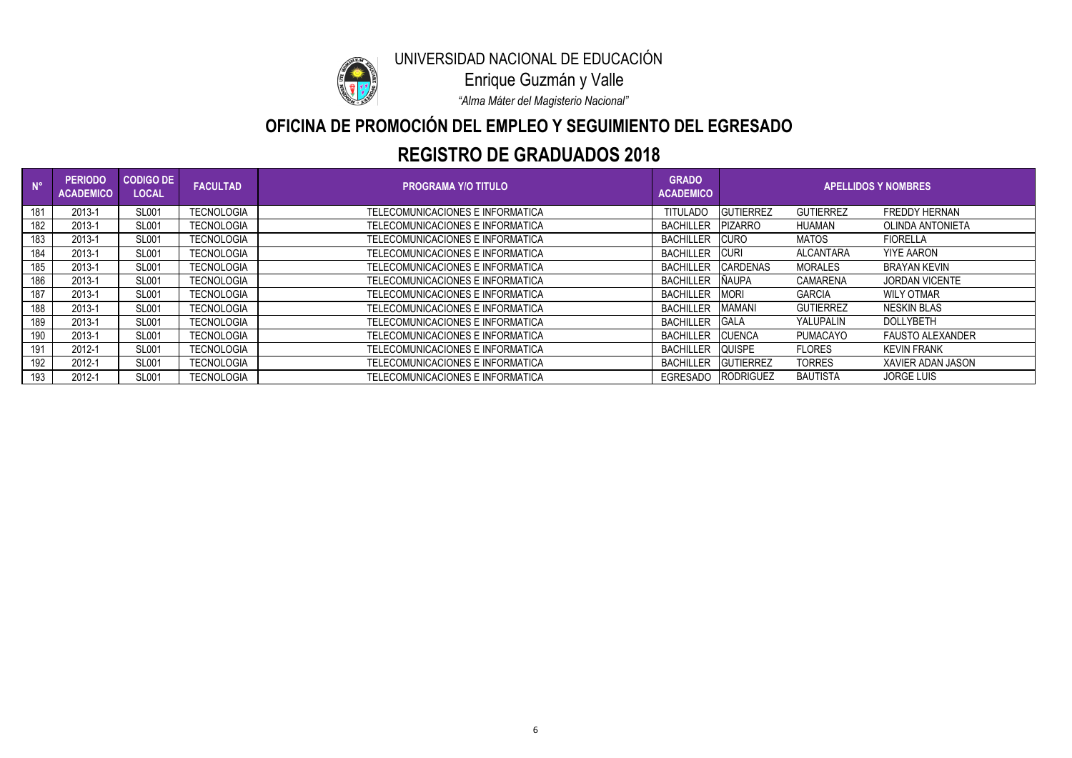UNIVERSIDAD NACIONAL DE EDUCACIÓN

Enrique Guzmán y Valle

*"Alma Máter del Magisterio Nacional"*

## OFICINA DE PROMOCIÓN DEL EMPLEO Y SEGUIMIENTO DEL EGRESADO

## REGISTRO DE GRADUADOS 2018

| N° | PERIODO ACADEMICO | CODIGO DE LOCAL | FACULTAD | PROGRAMA Y/O TITULO | GRADO ACADEMICO | APELLIDOS Y NOMBRES | | |
|---|---|---|---|---|---|---|---|---|
| 181 | 2013-1 | SL001 | TECNOLOGIA | TELECOMUNICACIONES E INFORMATICA | TITULADO | GUTIERREZ | GUTIERREZ | FREDDY HERNAN |
| 182 | 2013-1 | SL001 | TECNOLOGIA | TELECOMUNICACIONES E INFORMATICA | BACHILLER | PIZARRO | HUAMAN | OLINDA ANTONIETA |
| 183 | 2013-1 | SL001 | TECNOLOGIA | TELECOMUNICACIONES E INFORMATICA | BACHILLER | CURO | MATOS | FIORELLA |
| 184 | 2013-1 | SL001 | TECNOLOGIA | TELECOMUNICACIONES E INFORMATICA | BACHILLER | CURI | ALCANTARA | YIYE AARON |
| 185 | 2013-1 | SL001 | TECNOLOGIA | TELECOMUNICACIONES E INFORMATICA | BACHILLER | CARDENAS | MORALES | BRAYAN KEVIN |
| 186 | 2013-1 | SL001 | TECNOLOGIA | TELECOMUNICACIONES E INFORMATICA | BACHILLER | ÑAUPA | CAMARENA | JORDAN VICENTE |
| 187 | 2013-1 | SL001 | TECNOLOGIA | TELECOMUNICACIONES E INFORMATICA | BACHILLER | MORI | GARCIA | WILY OTMAR |
| 188 | 2013-1 | SL001 | TECNOLOGIA | TELECOMUNICACIONES E INFORMATICA | BACHILLER | MAMANI | GUTIERREZ | NESKIN BLAS |
| 189 | 2013-1 | SL001 | TECNOLOGIA | TELECOMUNICACIONES E INFORMATICA | BACHILLER | GALA | YALUPALIN | DOLLYBETH |
| 190 | 2013-1 | SL001 | TECNOLOGIA | TELECOMUNICACIONES E INFORMATICA | BACHILLER | CUENCA | PUMACAYO | FAUSTO ALEXANDER |
| 191 | 2012-1 | SL001 | TECNOLOGIA | TELECOMUNICACIONES E INFORMATICA | BACHILLER | QUISPE | FLORES | KEVIN FRANK |
| 192 | 2012-1 | SL001 | TECNOLOGIA | TELECOMUNICACIONES E INFORMATICA | BACHILLER | GUTIERREZ | TORRES | XAVIER ADAN JASON |
| 193 | 2012-1 | SL001 | TECNOLOGIA | TELECOMUNICACIONES E INFORMATICA | EGRESADO | RODRIGUEZ | BAUTISTA | JORGE LUIS |